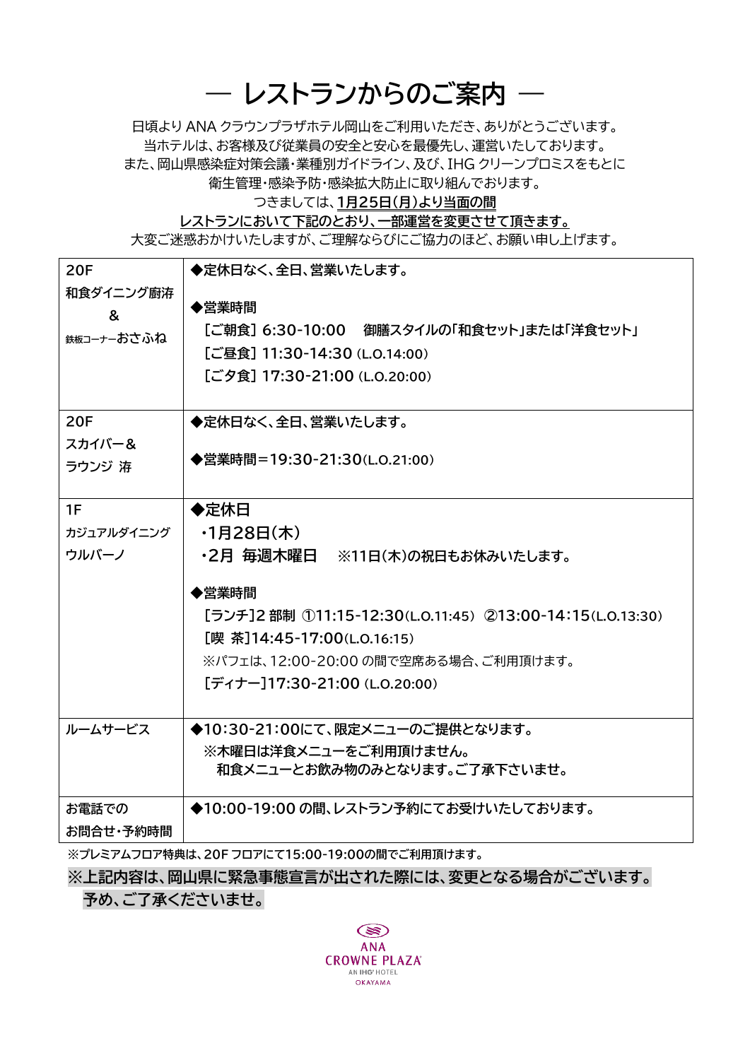# ― レストランからのご案内 ―

日頃より ANA クラウンプラザホテル岡山をご利用いただき、ありがとうございます。
当ホテルは、お客様及び従業員の安全と安心を最優先し、運営いたしております。
また、岡山県感染症対策会議・業種別ガイドライン、及び、IHG クリーンプロミスをもとに
衛生管理・感染予防・感染拡大防止に取り組んでおります。
つきましては、**1月25日(月)より当面の間**
**レストランにおいて下記のとおり、一部運営を変更させて頂きます。**
大変ご迷惑おかけいたしますが、ご理解ならびにご協力のほど、お願い申し上げます。

| 店舗 | ご案内 |
|---|---|
| 20F<br>和食ダイニング廚洊<br>&<br>鉄板コーナーおさふね | ◆定休日なく、全日、営業いたします。<br><br>◆営業時間<br>[ご朝食] 6:30-10:00　御膳スタイルの「和食セット」または「洋食セット」<br>[ご昼食] 11:30-14:30 (L.O.14:00)<br>[ご夕食] 17:30-21:00 (L.O.20:00) |
| 20F<br>スカイバー&<br>ラウンジ 洊 | ◆定休日なく、全日、営業いたします。<br><br>◆営業時間＝19:30-21:30(L.O.21:00) |
| 1F<br>カジュアルダイニング<br>ウルバーノ | ◆定休日<br>・1月28日(木)<br>・2月 毎週木曜日　※11日(木)の祝日もお休みいたします。<br><br>◆営業時間<br>[ランチ]2 部制 ①11:15-12:30(L.O.11:45) ②13:00-14:15(L.O.13:30)<br>[喫 茶]14:45-17:00(L.O.16:15)<br>※パフェは、12:00-20:00 の間で空席ある場合、ご利用頂けます。<br>[ディナー]17:30-21:00 (L.O.20:00) |
| ルームサービス | ◆10:30-21:00にて、限定メニューのご提供となります。<br>※木曜日は洋食メニューをご利用頂けません。<br>和食メニューとお飲み物のみとなります。ご了承下さいませ。 |
| お電話での<br>お問合せ・予約時間 | ◆10:00-19:00 の間、レストラン予約にてお受けいたしております。 |

※プレミアムフロア特典は、20F フロアにて15:00-19:00の間でご利用頂けます。

**※上記内容は、岡山県に緊急事態宣言が出された際には、変更となる場合がございます。**
**予め、ご了承くださいませ。**

ANA
CROWNE PLAZA
AN IHG HOTEL
OKAYAMA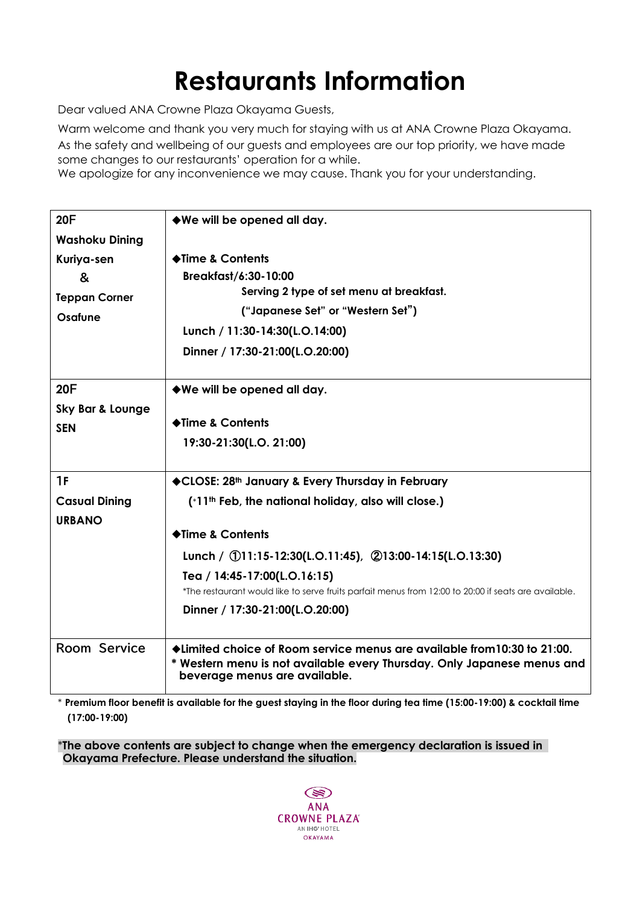# Restaurants Information

Dear valued ANA Crowne Plaza Okayama Guests,

Warm welcome and thank you very much for staying with us at ANA Crowne Plaza Okayama.
As the safety and wellbeing of our guests and employees are our top priority, we have made some changes to our restaurants' operation for a while.
We apologize for any inconvenience we may cause. Thank you for your understanding.

| | |
|---|---|
| **20F**<br>**Washoku Dining**<br>**Kuriya-sen**<br>**&**<br>**Teppan Corner**<br>**Osafune** | **◆We will be opened all day.**<br><br>**◆Time & Contents**<br>**Breakfast/6:30-10:00**<br>**Serving 2 type of set menu at breakfast.**<br>**("Japanese Set" or "Western Set")**<br>**Lunch / 11:30-14:30(L.O.14:00)**<br>**Dinner / 17:30-21:00(L.O.20:00)** |
| **20F**<br>**Sky Bar & Lounge**<br>**SEN** | **◆We will be opened all day.**<br><br>**◆Time & Contents**<br>**19:30-21:30(L.O. 21:00)** |
| **1F**<br>**Casual Dining**<br>**URBANO** | **◆CLOSE: 28th January & Every Thursday in February**<br>**(\*11th Feb, the national holiday, also will close.)**<br><br>**◆Time & Contents**<br>**Lunch / ①11:15-12:30(L.O.11:45), ②13:00-14:15(L.O.13:30)**<br>**Tea / 14:45-17:00(L.O.16:15)**<br>\*The restaurant would like to serve fruits parfait menus from 12:00 to 20:00 if seats are available.<br>**Dinner / 17:30-21:00(L.O.20:00)** |
| Room Service | **◆Limited choice of Room service menus are available from10:30 to 21:00.**<br>**\* Western menu is not available every Thursday. Only Japanese menus and beverage menus are available.** |

\* **Premium floor benefit is available for the guest staying in the floor during tea time (15:00-19:00) & cocktail time (17:00-19:00)**

**\*The above contents are subject to change when the emergency declaration is issued in Okayama Prefecture. Please understand the situation.**

ANA CROWNE PLAZA
AN IHG HOTEL
OKAYAMA